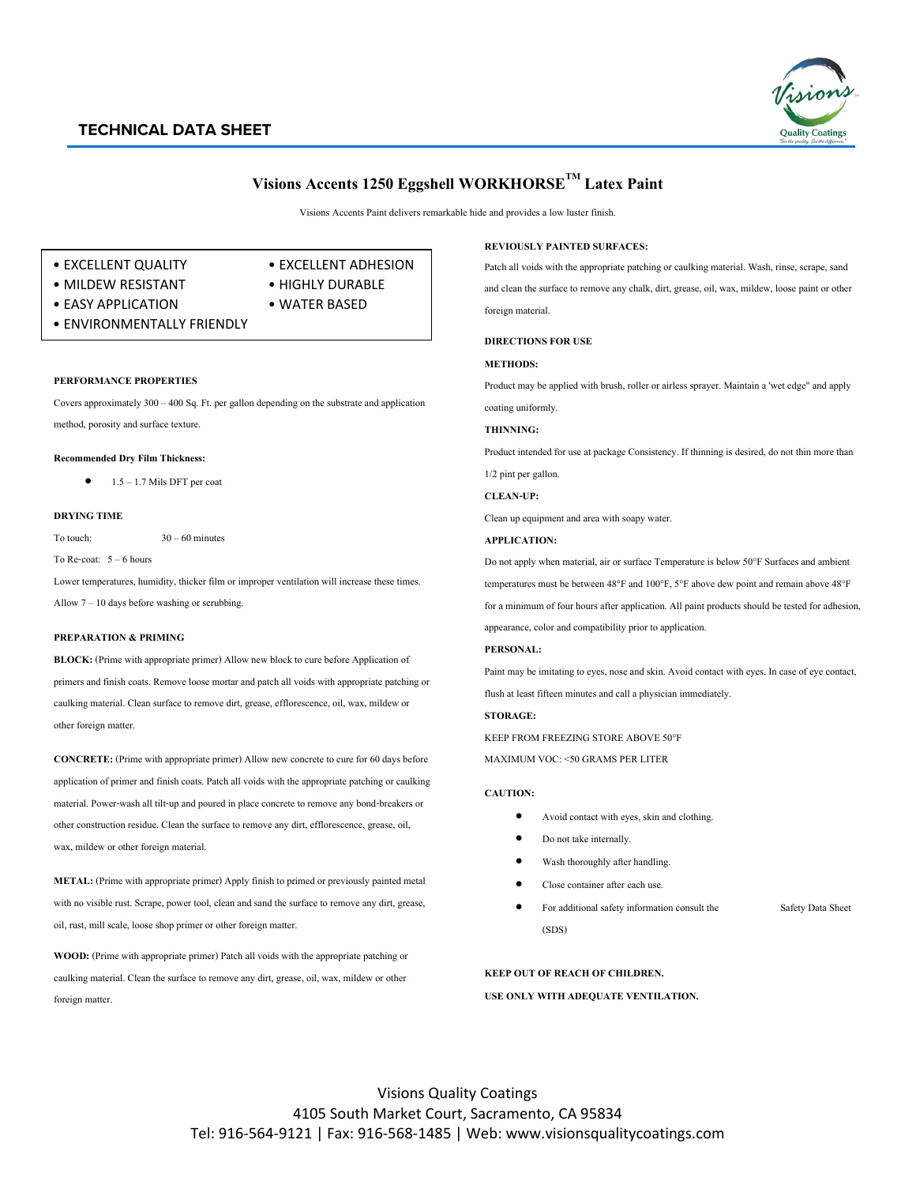## TECHNICAL DATA SHEET

# Visions Accents 1250 Eggshell WORKHORSE™ Latex Paint

Visions Accents Paint delivers remarkable hide and provides a low luster finish.

- EXCELLENT QUALITY
- EXCELLENT ADHESION
- MILDEW RESISTANT
- HIGHLY DURABLE
- EASY APPLICATION
- WATER BASED
- ENVIRONMENTALLY FRIENDLY

**PERFORMANCE PROPERTIES**

Covers approximately 300 – 400 Sq. Ft. per gallon depending on the substrate and application method, porosity and surface texture.

**Recommended Dry Film Thickness:**

- 1.5 – 1.7 Mils DFT per coat

**DRYING TIME**

To touch: 30 – 60 minutes

To Re-coat: 5 – 6 hours

Lower temperatures, humidity, thicker film or improper ventilation will increase these times.

Allow 7 – 10 days before washing or scrubbing.

**PREPARATION & PRIMING**

**BLOCK:** (Prime with appropriate primer) Allow new block to cure before Application of primers and finish coats. Remove loose mortar and patch all voids with appropriate patching or caulking material. Clean surface to remove dirt, grease, efflorescence, oil, wax, mildew or other foreign matter.

**CONCRETE:** (Prime with appropriate primer) Allow new concrete to cure for 60 days before application of primer and finish coats. Patch all voids with the appropriate patching or caulking material. Power-wash all tilt-up and poured in place concrete to remove any bond-breakers or other construction residue. Clean the surface to remove any dirt, efflorescence, grease, oil, wax, mildew or other foreign material.

**METAL:** (Prime with appropriate primer) Apply finish to primed or previously painted metal with no visible rust. Scrape, power tool, clean and sand the surface to remove any dirt, grease, oil, rust, mill scale, loose shop primer or other foreign matter.

**WOOD:** (Prime with appropriate primer) Patch all voids with the appropriate patching or caulking material. Clean the surface to remove any dirt, grease, oil, wax, mildew or other foreign matter.

**REVIOUSLY PAINTED SURFACES:**

Patch all voids with the appropriate patching or caulking material. Wash, rinse, scrape, sand and clean the surface to remove any chalk, dirt, grease, oil, wax, mildew, loose paint or other foreign material.

**DIRECTIONS FOR USE**

**METHODS:**

Product may be applied with brush, roller or airless sprayer. Maintain a 'wet edge" and apply coating uniformly.

**THINNING:**

Product intended for use at package Consistency. If thinning is desired, do not thin more than 1/2 pint per gallon.

**CLEAN-UP:**

Clean up equipment and area with soapy water.

**APPLICATION:**

Do not apply when material, air or surface Temperature is below 50°F Surfaces and ambient temperatures must be between 48°F and 100°F, 5°F above dew point and remain above 48°F for a minimum of four hours after application. All paint products should be tested for adhesion, appearance, color and compatibility prior to application.

**PERSONAL:**

Paint may be imitating to eyes, nose and skin. Avoid contact with eyes. In case of eye contact, flush at least fifteen minutes and call a physician immediately.

**STORAGE:**

KEEP FROM FREEZING STORE ABOVE 50°F

MAXIMUM VOC: <50 GRAMS PER LITER

**CAUTION:**

- Avoid contact with eyes, skin and clothing.
- Do not take internally.
- Wash thoroughly after handling.
- Close container after each use.
- For additional safety information consult the Safety Data Sheet (SDS)

**KEEP OUT OF REACH OF CHILDREN.**

**USE ONLY WITH ADEQUATE VENTILATION.**

Visions Quality Coatings
4105 South Market Court, Sacramento, CA 95834
Tel: 916-564-9121 | Fax: 916-568-1485 | Web: www.visionsqualitycoatings.com